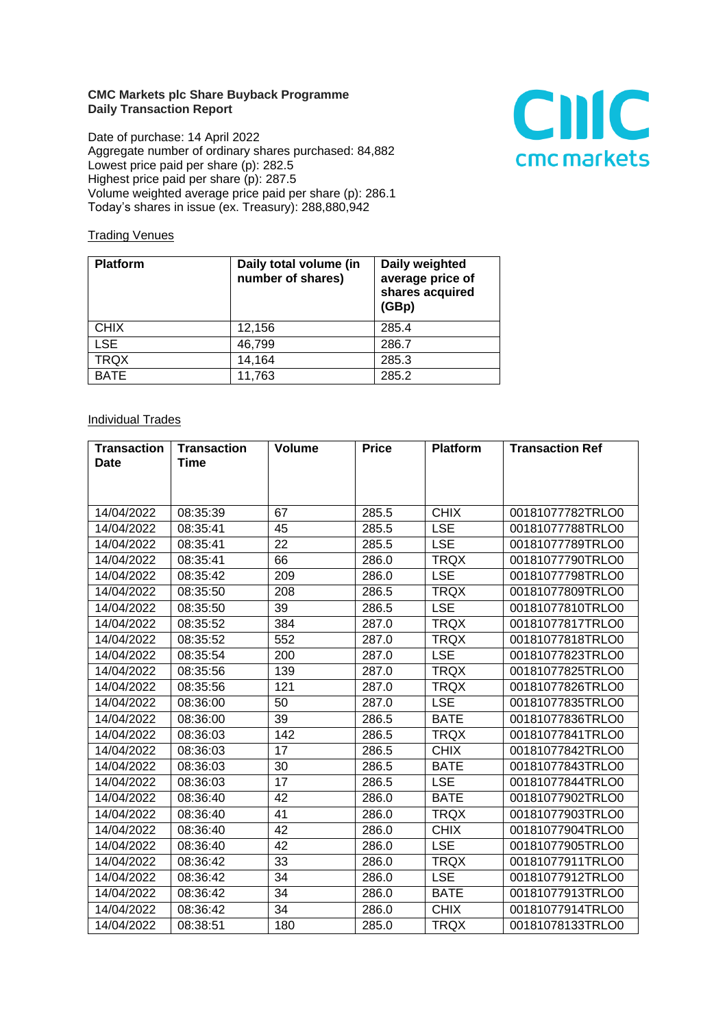**CMC Markets plc Share Buyback Programme**
**Daily Transaction Report**

Date of purchase: 14 April 2022
Aggregate number of ordinary shares purchased: 84,882
Lowest price paid per share (p): 282.5
Highest price paid per share (p): 287.5
Volume weighted average price paid per share (p): 286.1
Today's shares in issue (ex. Treasury): 288,880,942

Trading Venues

| Platform | Daily total volume (in number of shares) | Daily weighted average price of shares acquired (GBp) |
|---|---|---|
| CHIX | 12,156 | 285.4 |
| LSE | 46,799 | 286.7 |
| TRQX | 14,164 | 285.3 |
| BATE | 11,763 | 285.2 |

Individual Trades

| Transaction Date | Transaction Time | Volume | Price | Platform | Transaction Ref |
|---|---|---|---|---|---|
| 14/04/2022 | 08:35:39 | 67 | 285.5 | CHIX | 00181077782TRLO0 |
| 14/04/2022 | 08:35:41 | 45 | 285.5 | LSE | 00181077788TRLO0 |
| 14/04/2022 | 08:35:41 | 22 | 285.5 | LSE | 00181077789TRLO0 |
| 14/04/2022 | 08:35:41 | 66 | 286.0 | TRQX | 00181077790TRLO0 |
| 14/04/2022 | 08:35:42 | 209 | 286.0 | LSE | 00181077798TRLO0 |
| 14/04/2022 | 08:35:50 | 208 | 286.5 | TRQX | 00181077809TRLO0 |
| 14/04/2022 | 08:35:50 | 39 | 286.5 | LSE | 00181077810TRLO0 |
| 14/04/2022 | 08:35:52 | 384 | 287.0 | TRQX | 00181077817TRLO0 |
| 14/04/2022 | 08:35:52 | 552 | 287.0 | TRQX | 00181077818TRLO0 |
| 14/04/2022 | 08:35:54 | 200 | 287.0 | LSE | 00181077823TRLO0 |
| 14/04/2022 | 08:35:56 | 139 | 287.0 | TRQX | 00181077825TRLO0 |
| 14/04/2022 | 08:35:56 | 121 | 287.0 | TRQX | 00181077826TRLO0 |
| 14/04/2022 | 08:36:00 | 50 | 287.0 | LSE | 00181077835TRLO0 |
| 14/04/2022 | 08:36:00 | 39 | 286.5 | BATE | 00181077836TRLO0 |
| 14/04/2022 | 08:36:03 | 142 | 286.5 | TRQX | 00181077841TRLO0 |
| 14/04/2022 | 08:36:03 | 17 | 286.5 | CHIX | 00181077842TRLO0 |
| 14/04/2022 | 08:36:03 | 30 | 286.5 | BATE | 00181077843TRLO0 |
| 14/04/2022 | 08:36:03 | 17 | 286.5 | LSE | 00181077844TRLO0 |
| 14/04/2022 | 08:36:40 | 42 | 286.0 | BATE | 00181077902TRLO0 |
| 14/04/2022 | 08:36:40 | 41 | 286.0 | TRQX | 00181077903TRLO0 |
| 14/04/2022 | 08:36:40 | 42 | 286.0 | CHIX | 00181077904TRLO0 |
| 14/04/2022 | 08:36:40 | 42 | 286.0 | LSE | 00181077905TRLO0 |
| 14/04/2022 | 08:36:42 | 33 | 286.0 | TRQX | 00181077911TRLO0 |
| 14/04/2022 | 08:36:42 | 34 | 286.0 | LSE | 00181077912TRLO0 |
| 14/04/2022 | 08:36:42 | 34 | 286.0 | BATE | 00181077913TRLO0 |
| 14/04/2022 | 08:36:42 | 34 | 286.0 | CHIX | 00181077914TRLO0 |
| 14/04/2022 | 08:38:51 | 180 | 285.0 | TRQX | 00181078133TRLO0 |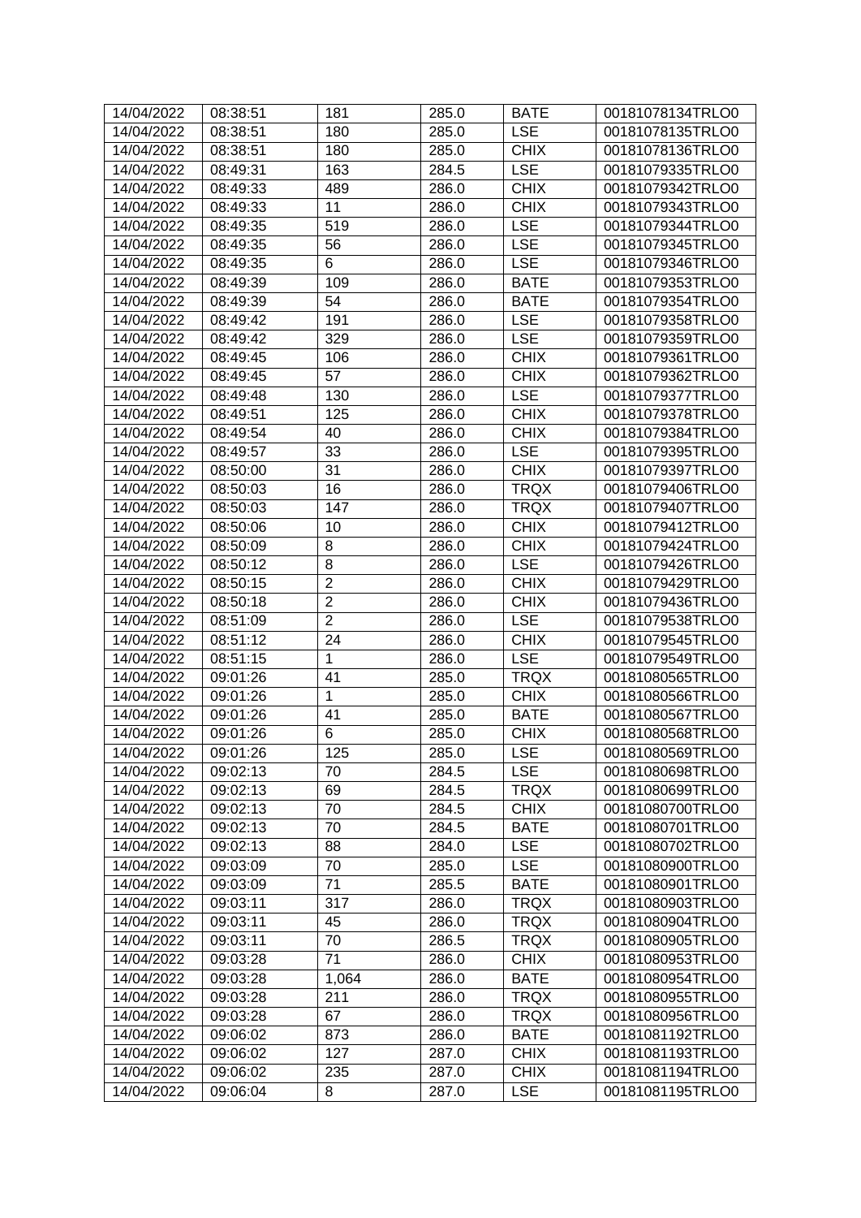| 14/04/2022 | 08:38:51 | 181 | 285.0 | BATE | 00181078134TRLO0 |
|---|---|---|---|---|---|
| 14/04/2022 | 08:38:51 | 180 | 285.0 | LSE | 00181078135TRLO0 |
| 14/04/2022 | 08:38:51 | 180 | 285.0 | CHIX | 00181078136TRLO0 |
| 14/04/2022 | 08:49:31 | 163 | 284.5 | LSE | 00181079335TRLO0 |
| 14/04/2022 | 08:49:33 | 489 | 286.0 | CHIX | 00181079342TRLO0 |
| 14/04/2022 | 08:49:33 | 11 | 286.0 | CHIX | 00181079343TRLO0 |
| 14/04/2022 | 08:49:35 | 519 | 286.0 | LSE | 00181079344TRLO0 |
| 14/04/2022 | 08:49:35 | 56 | 286.0 | LSE | 00181079345TRLO0 |
| 14/04/2022 | 08:49:35 | 6 | 286.0 | LSE | 00181079346TRLO0 |
| 14/04/2022 | 08:49:39 | 109 | 286.0 | BATE | 00181079353TRLO0 |
| 14/04/2022 | 08:49:39 | 54 | 286.0 | BATE | 00181079354TRLO0 |
| 14/04/2022 | 08:49:42 | 191 | 286.0 | LSE | 00181079358TRLO0 |
| 14/04/2022 | 08:49:42 | 329 | 286.0 | LSE | 00181079359TRLO0 |
| 14/04/2022 | 08:49:45 | 106 | 286.0 | CHIX | 00181079361TRLO0 |
| 14/04/2022 | 08:49:45 | 57 | 286.0 | CHIX | 00181079362TRLO0 |
| 14/04/2022 | 08:49:48 | 130 | 286.0 | LSE | 00181079377TRLO0 |
| 14/04/2022 | 08:49:51 | 125 | 286.0 | CHIX | 00181079378TRLO0 |
| 14/04/2022 | 08:49:54 | 40 | 286.0 | CHIX | 00181079384TRLO0 |
| 14/04/2022 | 08:49:57 | 33 | 286.0 | LSE | 00181079395TRLO0 |
| 14/04/2022 | 08:50:00 | 31 | 286.0 | CHIX | 00181079397TRLO0 |
| 14/04/2022 | 08:50:03 | 16 | 286.0 | TRQX | 00181079406TRLO0 |
| 14/04/2022 | 08:50:03 | 147 | 286.0 | TRQX | 00181079407TRLO0 |
| 14/04/2022 | 08:50:06 | 10 | 286.0 | CHIX | 00181079412TRLO0 |
| 14/04/2022 | 08:50:09 | 8 | 286.0 | CHIX | 00181079424TRLO0 |
| 14/04/2022 | 08:50:12 | 8 | 286.0 | LSE | 00181079426TRLO0 |
| 14/04/2022 | 08:50:15 | 2 | 286.0 | CHIX | 00181079429TRLO0 |
| 14/04/2022 | 08:50:18 | 2 | 286.0 | CHIX | 00181079436TRLO0 |
| 14/04/2022 | 08:51:09 | 2 | 286.0 | LSE | 00181079538TRLO0 |
| 14/04/2022 | 08:51:12 | 24 | 286.0 | CHIX | 00181079545TRLO0 |
| 14/04/2022 | 08:51:15 | 1 | 286.0 | LSE | 00181079549TRLO0 |
| 14/04/2022 | 09:01:26 | 41 | 285.0 | TRQX | 00181080565TRLO0 |
| 14/04/2022 | 09:01:26 | 1 | 285.0 | CHIX | 00181080566TRLO0 |
| 14/04/2022 | 09:01:26 | 41 | 285.0 | BATE | 00181080567TRLO0 |
| 14/04/2022 | 09:01:26 | 6 | 285.0 | CHIX | 00181080568TRLO0 |
| 14/04/2022 | 09:01:26 | 125 | 285.0 | LSE | 00181080569TRLO0 |
| 14/04/2022 | 09:02:13 | 70 | 284.5 | LSE | 00181080698TRLO0 |
| 14/04/2022 | 09:02:13 | 69 | 284.5 | TRQX | 00181080699TRLO0 |
| 14/04/2022 | 09:02:13 | 70 | 284.5 | CHIX | 00181080700TRLO0 |
| 14/04/2022 | 09:02:13 | 70 | 284.5 | BATE | 00181080701TRLO0 |
| 14/04/2022 | 09:02:13 | 88 | 284.0 | LSE | 00181080702TRLO0 |
| 14/04/2022 | 09:03:09 | 70 | 285.0 | LSE | 00181080900TRLO0 |
| 14/04/2022 | 09:03:09 | 71 | 285.5 | BATE | 00181080901TRLO0 |
| 14/04/2022 | 09:03:11 | 317 | 286.0 | TRQX | 00181080903TRLO0 |
| 14/04/2022 | 09:03:11 | 45 | 286.0 | TRQX | 00181080904TRLO0 |
| 14/04/2022 | 09:03:11 | 70 | 286.5 | TRQX | 00181080905TRLO0 |
| 14/04/2022 | 09:03:28 | 71 | 286.0 | CHIX | 00181080953TRLO0 |
| 14/04/2022 | 09:03:28 | 1,064 | 286.0 | BATE | 00181080954TRLO0 |
| 14/04/2022 | 09:03:28 | 211 | 286.0 | TRQX | 00181080955TRLO0 |
| 14/04/2022 | 09:03:28 | 67 | 286.0 | TRQX | 00181080956TRLO0 |
| 14/04/2022 | 09:06:02 | 873 | 286.0 | BATE | 00181081192TRLO0 |
| 14/04/2022 | 09:06:02 | 127 | 287.0 | CHIX | 00181081193TRLO0 |
| 14/04/2022 | 09:06:02 | 235 | 287.0 | CHIX | 00181081194TRLO0 |
| 14/04/2022 | 09:06:04 | 8 | 287.0 | LSE | 00181081195TRLO0 |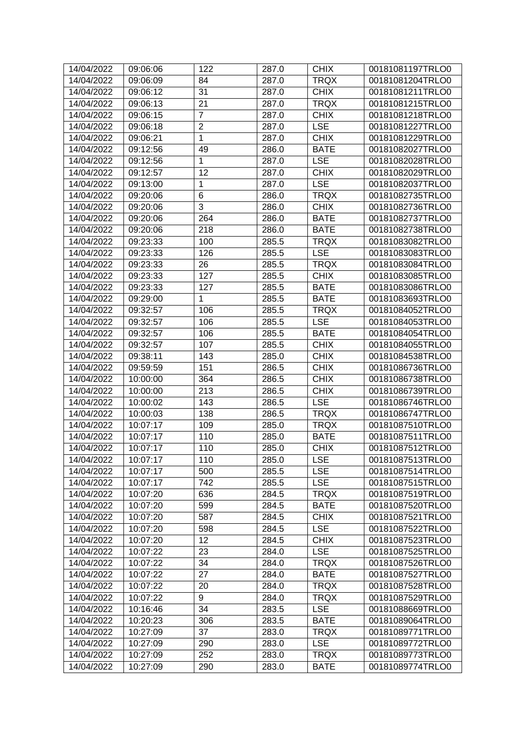| 14/04/2022 | 09:06:06 | 122 | 287.0 | CHIX | 00181081197TRLO0 |
|---|---|---|---|---|---|
| 14/04/2022 | 09:06:09 | 84 | 287.0 | TRQX | 00181081204TRLO0 |
| 14/04/2022 | 09:06:12 | 31 | 287.0 | CHIX | 00181081211TRLO0 |
| 14/04/2022 | 09:06:13 | 21 | 287.0 | TRQX | 00181081215TRLO0 |
| 14/04/2022 | 09:06:15 | 7 | 287.0 | CHIX | 00181081218TRLO0 |
| 14/04/2022 | 09:06:18 | 2 | 287.0 | LSE | 00181081227TRLO0 |
| 14/04/2022 | 09:06:21 | 1 | 287.0 | CHIX | 00181081229TRLO0 |
| 14/04/2022 | 09:12:56 | 49 | 286.0 | BATE | 00181082027TRLO0 |
| 14/04/2022 | 09:12:56 | 1 | 287.0 | LSE | 00181082028TRLO0 |
| 14/04/2022 | 09:12:57 | 12 | 287.0 | CHIX | 00181082029TRLO0 |
| 14/04/2022 | 09:13:00 | 1 | 287.0 | LSE | 00181082037TRLO0 |
| 14/04/2022 | 09:20:06 | 6 | 286.0 | TRQX | 00181082735TRLO0 |
| 14/04/2022 | 09:20:06 | 3 | 286.0 | CHIX | 00181082736TRLO0 |
| 14/04/2022 | 09:20:06 | 264 | 286.0 | BATE | 00181082737TRLO0 |
| 14/04/2022 | 09:20:06 | 218 | 286.0 | BATE | 00181082738TRLO0 |
| 14/04/2022 | 09:23:33 | 100 | 285.5 | TRQX | 00181083082TRLO0 |
| 14/04/2022 | 09:23:33 | 126 | 285.5 | LSE | 00181083083TRLO0 |
| 14/04/2022 | 09:23:33 | 26 | 285.5 | TRQX | 00181083084TRLO0 |
| 14/04/2022 | 09:23:33 | 127 | 285.5 | CHIX | 00181083085TRLO0 |
| 14/04/2022 | 09:23:33 | 127 | 285.5 | BATE | 00181083086TRLO0 |
| 14/04/2022 | 09:29:00 | 1 | 285.5 | BATE | 00181083693TRLO0 |
| 14/04/2022 | 09:32:57 | 106 | 285.5 | TRQX | 00181084052TRLO0 |
| 14/04/2022 | 09:32:57 | 106 | 285.5 | LSE | 00181084053TRLO0 |
| 14/04/2022 | 09:32:57 | 106 | 285.5 | BATE | 00181084054TRLO0 |
| 14/04/2022 | 09:32:57 | 107 | 285.5 | CHIX | 00181084055TRLO0 |
| 14/04/2022 | 09:38:11 | 143 | 285.0 | CHIX | 00181084538TRLO0 |
| 14/04/2022 | 09:59:59 | 151 | 286.5 | CHIX | 00181086736TRLO0 |
| 14/04/2022 | 10:00:00 | 364 | 286.5 | CHIX | 00181086738TRLO0 |
| 14/04/2022 | 10:00:00 | 213 | 286.5 | CHIX | 00181086739TRLO0 |
| 14/04/2022 | 10:00:02 | 143 | 286.5 | LSE | 00181086746TRLO0 |
| 14/04/2022 | 10:00:03 | 138 | 286.5 | TRQX | 00181086747TRLO0 |
| 14/04/2022 | 10:07:17 | 109 | 285.0 | TRQX | 00181087510TRLO0 |
| 14/04/2022 | 10:07:17 | 110 | 285.0 | BATE | 00181087511TRLO0 |
| 14/04/2022 | 10:07:17 | 110 | 285.0 | CHIX | 00181087512TRLO0 |
| 14/04/2022 | 10:07:17 | 110 | 285.0 | LSE | 00181087513TRLO0 |
| 14/04/2022 | 10:07:17 | 500 | 285.5 | LSE | 00181087514TRLO0 |
| 14/04/2022 | 10:07:17 | 742 | 285.5 | LSE | 00181087515TRLO0 |
| 14/04/2022 | 10:07:20 | 636 | 284.5 | TRQX | 00181087519TRLO0 |
| 14/04/2022 | 10:07:20 | 599 | 284.5 | BATE | 00181087520TRLO0 |
| 14/04/2022 | 10:07:20 | 587 | 284.5 | CHIX | 00181087521TRLO0 |
| 14/04/2022 | 10:07:20 | 598 | 284.5 | LSE | 00181087522TRLO0 |
| 14/04/2022 | 10:07:20 | 12 | 284.5 | CHIX | 00181087523TRLO0 |
| 14/04/2022 | 10:07:22 | 23 | 284.0 | LSE | 00181087525TRLO0 |
| 14/04/2022 | 10:07:22 | 34 | 284.0 | TRQX | 00181087526TRLO0 |
| 14/04/2022 | 10:07:22 | 27 | 284.0 | BATE | 00181087527TRLO0 |
| 14/04/2022 | 10:07:22 | 20 | 284.0 | TRQX | 00181087528TRLO0 |
| 14/04/2022 | 10:07:22 | 9 | 284.0 | TRQX | 00181087529TRLO0 |
| 14/04/2022 | 10:16:46 | 34 | 283.5 | LSE | 00181088669TRLO0 |
| 14/04/2022 | 10:20:23 | 306 | 283.5 | BATE | 00181089064TRLO0 |
| 14/04/2022 | 10:27:09 | 37 | 283.0 | TRQX | 00181089771TRLO0 |
| 14/04/2022 | 10:27:09 | 290 | 283.0 | LSE | 00181089772TRLO0 |
| 14/04/2022 | 10:27:09 | 252 | 283.0 | TRQX | 00181089773TRLO0 |
| 14/04/2022 | 10:27:09 | 290 | 283.0 | BATE | 00181089774TRLO0 |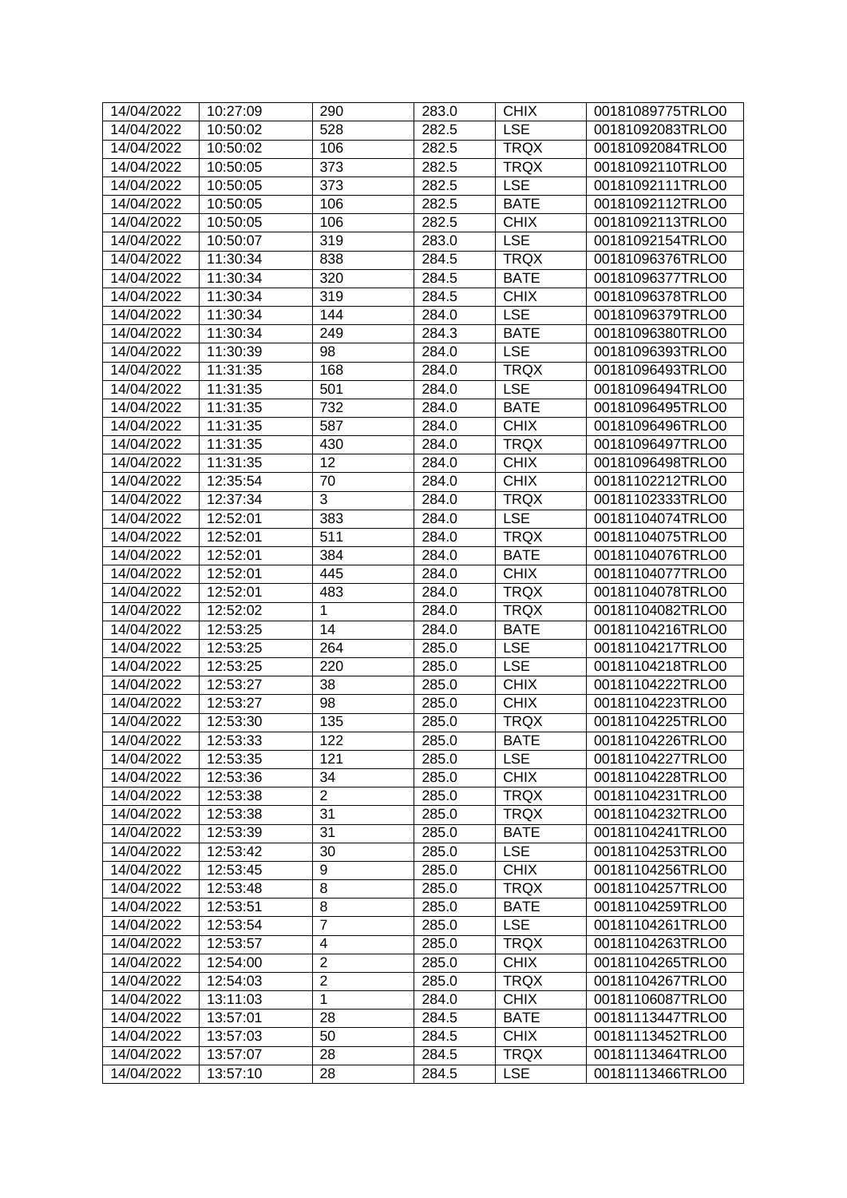| 14/04/2022 | 10:27:09 | 290 | 283.0 | CHIX | 00181089775TRLO0 |
|---|---|---|---|---|---|
| 14/04/2022 | 10:50:02 | 528 | 282.5 | LSE | 00181092083TRLO0 |
| 14/04/2022 | 10:50:02 | 106 | 282.5 | TRQX | 00181092084TRLO0 |
| 14/04/2022 | 10:50:05 | 373 | 282.5 | TRQX | 00181092110TRLO0 |
| 14/04/2022 | 10:50:05 | 373 | 282.5 | LSE | 00181092111TRLO0 |
| 14/04/2022 | 10:50:05 | 106 | 282.5 | BATE | 00181092112TRLO0 |
| 14/04/2022 | 10:50:05 | 106 | 282.5 | CHIX | 00181092113TRLO0 |
| 14/04/2022 | 10:50:07 | 319 | 283.0 | LSE | 00181092154TRLO0 |
| 14/04/2022 | 11:30:34 | 838 | 284.5 | TRQX | 00181096376TRLO0 |
| 14/04/2022 | 11:30:34 | 320 | 284.5 | BATE | 00181096377TRLO0 |
| 14/04/2022 | 11:30:34 | 319 | 284.5 | CHIX | 00181096378TRLO0 |
| 14/04/2022 | 11:30:34 | 144 | 284.0 | LSE | 00181096379TRLO0 |
| 14/04/2022 | 11:30:34 | 249 | 284.3 | BATE | 00181096380TRLO0 |
| 14/04/2022 | 11:30:39 | 98 | 284.0 | LSE | 00181096393TRLO0 |
| 14/04/2022 | 11:31:35 | 168 | 284.0 | TRQX | 00181096493TRLO0 |
| 14/04/2022 | 11:31:35 | 501 | 284.0 | LSE | 00181096494TRLO0 |
| 14/04/2022 | 11:31:35 | 732 | 284.0 | BATE | 00181096495TRLO0 |
| 14/04/2022 | 11:31:35 | 587 | 284.0 | CHIX | 00181096496TRLO0 |
| 14/04/2022 | 11:31:35 | 430 | 284.0 | TRQX | 00181096497TRLO0 |
| 14/04/2022 | 11:31:35 | 12 | 284.0 | CHIX | 00181096498TRLO0 |
| 14/04/2022 | 12:35:54 | 70 | 284.0 | CHIX | 00181102212TRLO0 |
| 14/04/2022 | 12:37:34 | 3 | 284.0 | TRQX | 00181102333TRLO0 |
| 14/04/2022 | 12:52:01 | 383 | 284.0 | LSE | 00181104074TRLO0 |
| 14/04/2022 | 12:52:01 | 511 | 284.0 | TRQX | 00181104075TRLO0 |
| 14/04/2022 | 12:52:01 | 384 | 284.0 | BATE | 00181104076TRLO0 |
| 14/04/2022 | 12:52:01 | 445 | 284.0 | CHIX | 00181104077TRLO0 |
| 14/04/2022 | 12:52:01 | 483 | 284.0 | TRQX | 00181104078TRLO0 |
| 14/04/2022 | 12:52:02 | 1 | 284.0 | TRQX | 00181104082TRLO0 |
| 14/04/2022 | 12:53:25 | 14 | 284.0 | BATE | 00181104216TRLO0 |
| 14/04/2022 | 12:53:25 | 264 | 285.0 | LSE | 00181104217TRLO0 |
| 14/04/2022 | 12:53:25 | 220 | 285.0 | LSE | 00181104218TRLO0 |
| 14/04/2022 | 12:53:27 | 38 | 285.0 | CHIX | 00181104222TRLO0 |
| 14/04/2022 | 12:53:27 | 98 | 285.0 | CHIX | 00181104223TRLO0 |
| 14/04/2022 | 12:53:30 | 135 | 285.0 | TRQX | 00181104225TRLO0 |
| 14/04/2022 | 12:53:33 | 122 | 285.0 | BATE | 00181104226TRLO0 |
| 14/04/2022 | 12:53:35 | 121 | 285.0 | LSE | 00181104227TRLO0 |
| 14/04/2022 | 12:53:36 | 34 | 285.0 | CHIX | 00181104228TRLO0 |
| 14/04/2022 | 12:53:38 | 2 | 285.0 | TRQX | 00181104231TRLO0 |
| 14/04/2022 | 12:53:38 | 31 | 285.0 | TRQX | 00181104232TRLO0 |
| 14/04/2022 | 12:53:39 | 31 | 285.0 | BATE | 00181104241TRLO0 |
| 14/04/2022 | 12:53:42 | 30 | 285.0 | LSE | 00181104253TRLO0 |
| 14/04/2022 | 12:53:45 | 9 | 285.0 | CHIX | 00181104256TRLO0 |
| 14/04/2022 | 12:53:48 | 8 | 285.0 | TRQX | 00181104257TRLO0 |
| 14/04/2022 | 12:53:51 | 8 | 285.0 | BATE | 00181104259TRLO0 |
| 14/04/2022 | 12:53:54 | 7 | 285.0 | LSE | 00181104261TRLO0 |
| 14/04/2022 | 12:53:57 | 4 | 285.0 | TRQX | 00181104263TRLO0 |
| 14/04/2022 | 12:54:00 | 2 | 285.0 | CHIX | 00181104265TRLO0 |
| 14/04/2022 | 12:54:03 | 2 | 285.0 | TRQX | 00181104267TRLO0 |
| 14/04/2022 | 13:11:03 | 1 | 284.0 | CHIX | 00181106087TRLO0 |
| 14/04/2022 | 13:57:01 | 28 | 284.5 | BATE | 00181113447TRLO0 |
| 14/04/2022 | 13:57:03 | 50 | 284.5 | CHIX | 00181113452TRLO0 |
| 14/04/2022 | 13:57:07 | 28 | 284.5 | TRQX | 00181113464TRLO0 |
| 14/04/2022 | 13:57:10 | 28 | 284.5 | LSE | 00181113466TRLO0 |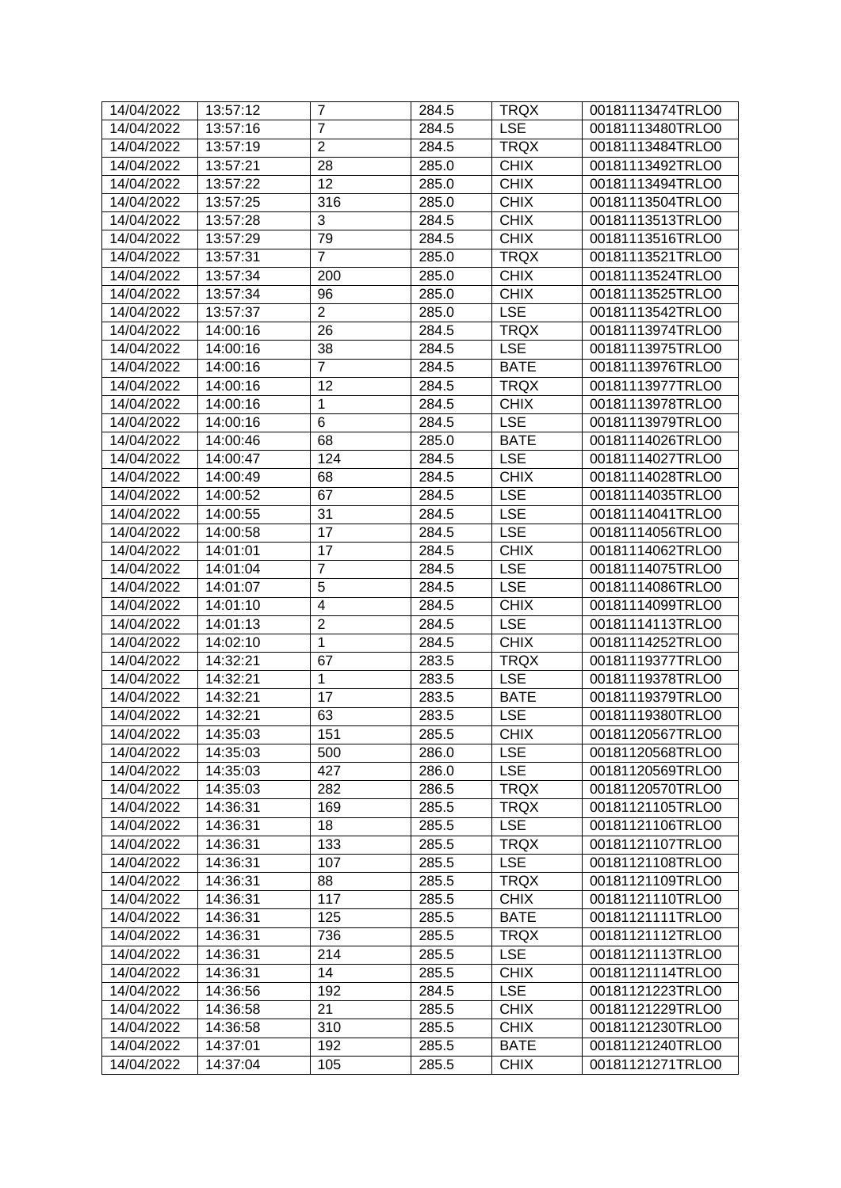| 14/04/2022 | 13:57:12 | 7 | 284.5 | TRQX | 00181113474TRLO0 |
|---|---|---|---|---|---|
| 14/04/2022 | 13:57:16 | 7 | 284.5 | LSE | 00181113480TRLO0 |
| 14/04/2022 | 13:57:19 | 2 | 284.5 | TRQX | 00181113484TRLO0 |
| 14/04/2022 | 13:57:21 | 28 | 285.0 | CHIX | 00181113492TRLO0 |
| 14/04/2022 | 13:57:22 | 12 | 285.0 | CHIX | 00181113494TRLO0 |
| 14/04/2022 | 13:57:25 | 316 | 285.0 | CHIX | 00181113504TRLO0 |
| 14/04/2022 | 13:57:28 | 3 | 284.5 | CHIX | 00181113513TRLO0 |
| 14/04/2022 | 13:57:29 | 79 | 284.5 | CHIX | 00181113516TRLO0 |
| 14/04/2022 | 13:57:31 | 7 | 285.0 | TRQX | 00181113521TRLO0 |
| 14/04/2022 | 13:57:34 | 200 | 285.0 | CHIX | 00181113524TRLO0 |
| 14/04/2022 | 13:57:34 | 96 | 285.0 | CHIX | 00181113525TRLO0 |
| 14/04/2022 | 13:57:37 | 2 | 285.0 | LSE | 00181113542TRLO0 |
| 14/04/2022 | 14:00:16 | 26 | 284.5 | TRQX | 00181113974TRLO0 |
| 14/04/2022 | 14:00:16 | 38 | 284.5 | LSE | 00181113975TRLO0 |
| 14/04/2022 | 14:00:16 | 7 | 284.5 | BATE | 00181113976TRLO0 |
| 14/04/2022 | 14:00:16 | 12 | 284.5 | TRQX | 00181113977TRLO0 |
| 14/04/2022 | 14:00:16 | 1 | 284.5 | CHIX | 00181113978TRLO0 |
| 14/04/2022 | 14:00:16 | 6 | 284.5 | LSE | 00181113979TRLO0 |
| 14/04/2022 | 14:00:46 | 68 | 285.0 | BATE | 00181114026TRLO0 |
| 14/04/2022 | 14:00:47 | 124 | 284.5 | LSE | 00181114027TRLO0 |
| 14/04/2022 | 14:00:49 | 68 | 284.5 | CHIX | 00181114028TRLO0 |
| 14/04/2022 | 14:00:52 | 67 | 284.5 | LSE | 00181114035TRLO0 |
| 14/04/2022 | 14:00:55 | 31 | 284.5 | LSE | 00181114041TRLO0 |
| 14/04/2022 | 14:00:58 | 17 | 284.5 | LSE | 00181114056TRLO0 |
| 14/04/2022 | 14:01:01 | 17 | 284.5 | CHIX | 00181114062TRLO0 |
| 14/04/2022 | 14:01:04 | 7 | 284.5 | LSE | 00181114075TRLO0 |
| 14/04/2022 | 14:01:07 | 5 | 284.5 | LSE | 00181114086TRLO0 |
| 14/04/2022 | 14:01:10 | 4 | 284.5 | CHIX | 00181114099TRLO0 |
| 14/04/2022 | 14:01:13 | 2 | 284.5 | LSE | 00181114113TRLO0 |
| 14/04/2022 | 14:02:10 | 1 | 284.5 | CHIX | 00181114252TRLO0 |
| 14/04/2022 | 14:32:21 | 67 | 283.5 | TRQX | 00181119377TRLO0 |
| 14/04/2022 | 14:32:21 | 1 | 283.5 | LSE | 00181119378TRLO0 |
| 14/04/2022 | 14:32:21 | 17 | 283.5 | BATE | 00181119379TRLO0 |
| 14/04/2022 | 14:32:21 | 63 | 283.5 | LSE | 00181119380TRLO0 |
| 14/04/2022 | 14:35:03 | 151 | 285.5 | CHIX | 00181120567TRLO0 |
| 14/04/2022 | 14:35:03 | 500 | 286.0 | LSE | 00181120568TRLO0 |
| 14/04/2022 | 14:35:03 | 427 | 286.0 | LSE | 00181120569TRLO0 |
| 14/04/2022 | 14:35:03 | 282 | 286.5 | TRQX | 00181120570TRLO0 |
| 14/04/2022 | 14:36:31 | 169 | 285.5 | TRQX | 00181121105TRLO0 |
| 14/04/2022 | 14:36:31 | 18 | 285.5 | LSE | 00181121106TRLO0 |
| 14/04/2022 | 14:36:31 | 133 | 285.5 | TRQX | 00181121107TRLO0 |
| 14/04/2022 | 14:36:31 | 107 | 285.5 | LSE | 00181121108TRLO0 |
| 14/04/2022 | 14:36:31 | 88 | 285.5 | TRQX | 00181121109TRLO0 |
| 14/04/2022 | 14:36:31 | 117 | 285.5 | CHIX | 00181121110TRLO0 |
| 14/04/2022 | 14:36:31 | 125 | 285.5 | BATE | 00181121111TRLO0 |
| 14/04/2022 | 14:36:31 | 736 | 285.5 | TRQX | 00181121112TRLO0 |
| 14/04/2022 | 14:36:31 | 214 | 285.5 | LSE | 00181121113TRLO0 |
| 14/04/2022 | 14:36:31 | 14 | 285.5 | CHIX | 00181121114TRLO0 |
| 14/04/2022 | 14:36:56 | 192 | 284.5 | LSE | 00181121223TRLO0 |
| 14/04/2022 | 14:36:58 | 21 | 285.5 | CHIX | 00181121229TRLO0 |
| 14/04/2022 | 14:36:58 | 310 | 285.5 | CHIX | 00181121230TRLO0 |
| 14/04/2022 | 14:37:01 | 192 | 285.5 | BATE | 00181121240TRLO0 |
| 14/04/2022 | 14:37:04 | 105 | 285.5 | CHIX | 00181121271TRLO0 |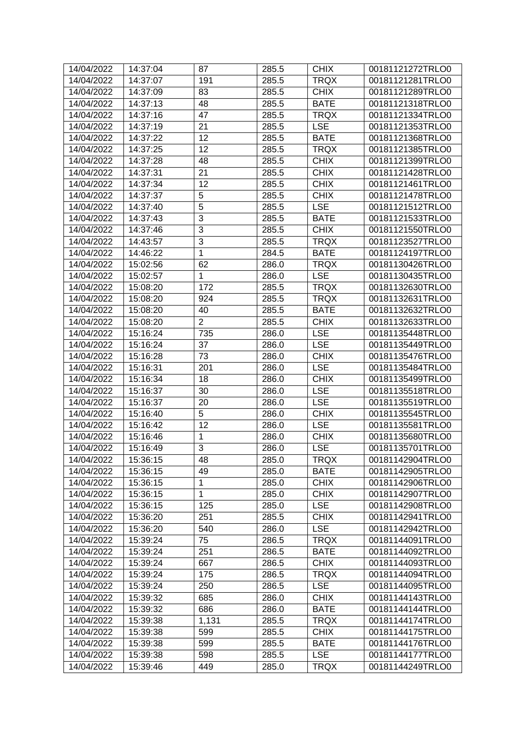| 14/04/2022 | 14:37:04 | 87 | 285.5 | CHIX | 00181121272TRLO0 |
|---|---|---|---|---|---|
| 14/04/2022 | 14:37:07 | 191 | 285.5 | TRQX | 00181121281TRLO0 |
| 14/04/2022 | 14:37:09 | 83 | 285.5 | CHIX | 00181121289TRLO0 |
| 14/04/2022 | 14:37:13 | 48 | 285.5 | BATE | 00181121318TRLO0 |
| 14/04/2022 | 14:37:16 | 47 | 285.5 | TRQX | 00181121334TRLO0 |
| 14/04/2022 | 14:37:19 | 21 | 285.5 | LSE | 00181121353TRLO0 |
| 14/04/2022 | 14:37:22 | 12 | 285.5 | BATE | 00181121368TRLO0 |
| 14/04/2022 | 14:37:25 | 12 | 285.5 | TRQX | 00181121385TRLO0 |
| 14/04/2022 | 14:37:28 | 48 | 285.5 | CHIX | 00181121399TRLO0 |
| 14/04/2022 | 14:37:31 | 21 | 285.5 | CHIX | 00181121428TRLO0 |
| 14/04/2022 | 14:37:34 | 12 | 285.5 | CHIX | 00181121461TRLO0 |
| 14/04/2022 | 14:37:37 | 5 | 285.5 | CHIX | 00181121478TRLO0 |
| 14/04/2022 | 14:37:40 | 5 | 285.5 | LSE | 00181121512TRLO0 |
| 14/04/2022 | 14:37:43 | 3 | 285.5 | BATE | 00181121533TRLO0 |
| 14/04/2022 | 14:37:46 | 3 | 285.5 | CHIX | 00181121550TRLO0 |
| 14/04/2022 | 14:43:57 | 3 | 285.5 | TRQX | 00181123527TRLO0 |
| 14/04/2022 | 14:46:22 | 1 | 284.5 | BATE | 00181124197TRLO0 |
| 14/04/2022 | 15:02:56 | 62 | 286.0 | TRQX | 00181130426TRLO0 |
| 14/04/2022 | 15:02:57 | 1 | 286.0 | LSE | 00181130435TRLO0 |
| 14/04/2022 | 15:08:20 | 172 | 285.5 | TRQX | 00181132630TRLO0 |
| 14/04/2022 | 15:08:20 | 924 | 285.5 | TRQX | 00181132631TRLO0 |
| 14/04/2022 | 15:08:20 | 40 | 285.5 | BATE | 00181132632TRLO0 |
| 14/04/2022 | 15:08:20 | 2 | 285.5 | CHIX | 00181132633TRLO0 |
| 14/04/2022 | 15:16:24 | 735 | 286.0 | LSE | 00181135448TRLO0 |
| 14/04/2022 | 15:16:24 | 37 | 286.0 | LSE | 00181135449TRLO0 |
| 14/04/2022 | 15:16:28 | 73 | 286.0 | CHIX | 00181135476TRLO0 |
| 14/04/2022 | 15:16:31 | 201 | 286.0 | LSE | 00181135484TRLO0 |
| 14/04/2022 | 15:16:34 | 18 | 286.0 | CHIX | 00181135499TRLO0 |
| 14/04/2022 | 15:16:37 | 30 | 286.0 | LSE | 00181135518TRLO0 |
| 14/04/2022 | 15:16:37 | 20 | 286.0 | LSE | 00181135519TRLO0 |
| 14/04/2022 | 15:16:40 | 5 | 286.0 | CHIX | 00181135545TRLO0 |
| 14/04/2022 | 15:16:42 | 12 | 286.0 | LSE | 00181135581TRLO0 |
| 14/04/2022 | 15:16:46 | 1 | 286.0 | CHIX | 00181135680TRLO0 |
| 14/04/2022 | 15:16:49 | 3 | 286.0 | LSE | 00181135701TRLO0 |
| 14/04/2022 | 15:36:15 | 48 | 285.0 | TRQX | 00181142904TRLO0 |
| 14/04/2022 | 15:36:15 | 49 | 285.0 | BATE | 00181142905TRLO0 |
| 14/04/2022 | 15:36:15 | 1 | 285.0 | CHIX | 00181142906TRLO0 |
| 14/04/2022 | 15:36:15 | 1 | 285.0 | CHIX | 00181142907TRLO0 |
| 14/04/2022 | 15:36:15 | 125 | 285.0 | LSE | 00181142908TRLO0 |
| 14/04/2022 | 15:36:20 | 251 | 285.5 | CHIX | 00181142941TRLO0 |
| 14/04/2022 | 15:36:20 | 540 | 286.0 | LSE | 00181142942TRLO0 |
| 14/04/2022 | 15:39:24 | 75 | 286.5 | TRQX | 00181144091TRLO0 |
| 14/04/2022 | 15:39:24 | 251 | 286.5 | BATE | 00181144092TRLO0 |
| 14/04/2022 | 15:39:24 | 667 | 286.5 | CHIX | 00181144093TRLO0 |
| 14/04/2022 | 15:39:24 | 175 | 286.5 | TRQX | 00181144094TRLO0 |
| 14/04/2022 | 15:39:24 | 250 | 286.5 | LSE | 00181144095TRLO0 |
| 14/04/2022 | 15:39:32 | 685 | 286.0 | CHIX | 00181144143TRLO0 |
| 14/04/2022 | 15:39:32 | 686 | 286.0 | BATE | 00181144144TRLO0 |
| 14/04/2022 | 15:39:38 | 1,131 | 285.5 | TRQX | 00181144174TRLO0 |
| 14/04/2022 | 15:39:38 | 599 | 285.5 | CHIX | 00181144175TRLO0 |
| 14/04/2022 | 15:39:38 | 599 | 285.5 | BATE | 00181144176TRLO0 |
| 14/04/2022 | 15:39:38 | 598 | 285.5 | LSE | 00181144177TRLO0 |
| 14/04/2022 | 15:39:46 | 449 | 285.0 | TRQX | 00181144249TRLO0 |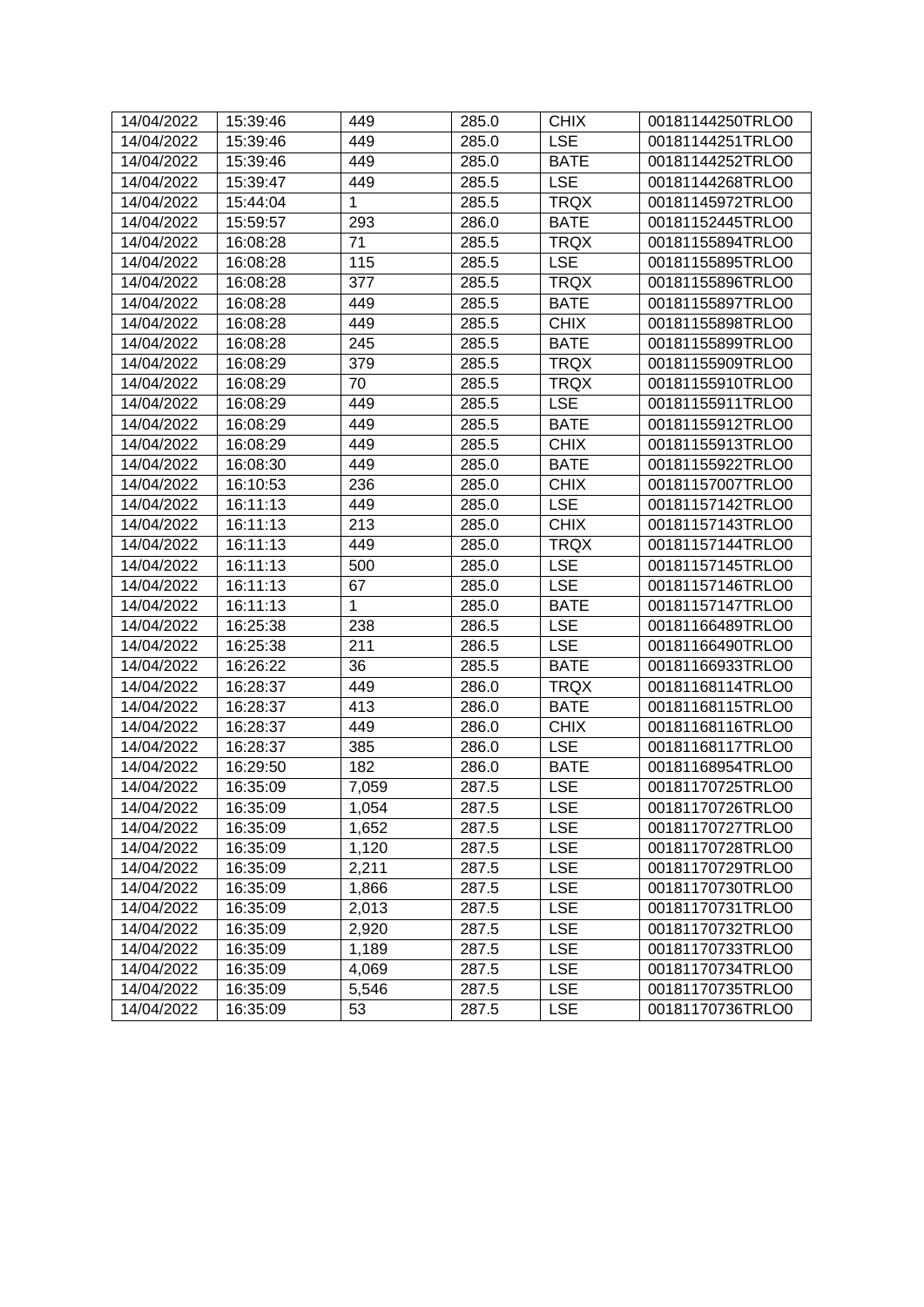| | | | | | |
|---|---|---|---|---|---|
| 14/04/2022 | 15:39:46 | 449 | 285.0 | CHIX | 00181144250TRLO0 |
| 14/04/2022 | 15:39:46 | 449 | 285.0 | LSE | 00181144251TRLO0 |
| 14/04/2022 | 15:39:46 | 449 | 285.0 | BATE | 00181144252TRLO0 |
| 14/04/2022 | 15:39:47 | 449 | 285.5 | LSE | 00181144268TRLO0 |
| 14/04/2022 | 15:44:04 | 1 | 285.5 | TRQX | 00181145972TRLO0 |
| 14/04/2022 | 15:59:57 | 293 | 286.0 | BATE | 00181152445TRLO0 |
| 14/04/2022 | 16:08:28 | 71 | 285.5 | TRQX | 00181155894TRLO0 |
| 14/04/2022 | 16:08:28 | 115 | 285.5 | LSE | 00181155895TRLO0 |
| 14/04/2022 | 16:08:28 | 377 | 285.5 | TRQX | 00181155896TRLO0 |
| 14/04/2022 | 16:08:28 | 449 | 285.5 | BATE | 00181155897TRLO0 |
| 14/04/2022 | 16:08:28 | 449 | 285.5 | CHIX | 00181155898TRLO0 |
| 14/04/2022 | 16:08:28 | 245 | 285.5 | BATE | 00181155899TRLO0 |
| 14/04/2022 | 16:08:29 | 379 | 285.5 | TRQX | 00181155909TRLO0 |
| 14/04/2022 | 16:08:29 | 70 | 285.5 | TRQX | 00181155910TRLO0 |
| 14/04/2022 | 16:08:29 | 449 | 285.5 | LSE | 00181155911TRLO0 |
| 14/04/2022 | 16:08:29 | 449 | 285.5 | BATE | 00181155912TRLO0 |
| 14/04/2022 | 16:08:29 | 449 | 285.5 | CHIX | 00181155913TRLO0 |
| 14/04/2022 | 16:08:30 | 449 | 285.0 | BATE | 00181155922TRLO0 |
| 14/04/2022 | 16:10:53 | 236 | 285.0 | CHIX | 00181157007TRLO0 |
| 14/04/2022 | 16:11:13 | 449 | 285.0 | LSE | 00181157142TRLO0 |
| 14/04/2022 | 16:11:13 | 213 | 285.0 | CHIX | 00181157143TRLO0 |
| 14/04/2022 | 16:11:13 | 449 | 285.0 | TRQX | 00181157144TRLO0 |
| 14/04/2022 | 16:11:13 | 500 | 285.0 | LSE | 00181157145TRLO0 |
| 14/04/2022 | 16:11:13 | 67 | 285.0 | LSE | 00181157146TRLO0 |
| 14/04/2022 | 16:11:13 | 1 | 285.0 | BATE | 00181157147TRLO0 |
| 14/04/2022 | 16:25:38 | 238 | 286.5 | LSE | 00181166489TRLO0 |
| 14/04/2022 | 16:25:38 | 211 | 286.5 | LSE | 00181166490TRLO0 |
| 14/04/2022 | 16:26:22 | 36 | 285.5 | BATE | 00181166933TRLO0 |
| 14/04/2022 | 16:28:37 | 449 | 286.0 | TRQX | 00181168114TRLO0 |
| 14/04/2022 | 16:28:37 | 413 | 286.0 | BATE | 00181168115TRLO0 |
| 14/04/2022 | 16:28:37 | 449 | 286.0 | CHIX | 00181168116TRLO0 |
| 14/04/2022 | 16:28:37 | 385 | 286.0 | LSE | 00181168117TRLO0 |
| 14/04/2022 | 16:29:50 | 182 | 286.0 | BATE | 00181168954TRLO0 |
| 14/04/2022 | 16:35:09 | 7,059 | 287.5 | LSE | 00181170725TRLO0 |
| 14/04/2022 | 16:35:09 | 1,054 | 287.5 | LSE | 00181170726TRLO0 |
| 14/04/2022 | 16:35:09 | 1,652 | 287.5 | LSE | 00181170727TRLO0 |
| 14/04/2022 | 16:35:09 | 1,120 | 287.5 | LSE | 00181170728TRLO0 |
| 14/04/2022 | 16:35:09 | 2,211 | 287.5 | LSE | 00181170729TRLO0 |
| 14/04/2022 | 16:35:09 | 1,866 | 287.5 | LSE | 00181170730TRLO0 |
| 14/04/2022 | 16:35:09 | 2,013 | 287.5 | LSE | 00181170731TRLO0 |
| 14/04/2022 | 16:35:09 | 2,920 | 287.5 | LSE | 00181170732TRLO0 |
| 14/04/2022 | 16:35:09 | 1,189 | 287.5 | LSE | 00181170733TRLO0 |
| 14/04/2022 | 16:35:09 | 4,069 | 287.5 | LSE | 00181170734TRLO0 |
| 14/04/2022 | 16:35:09 | 5,546 | 287.5 | LSE | 00181170735TRLO0 |
| 14/04/2022 | 16:35:09 | 53 | 287.5 | LSE | 00181170736TRLO0 |